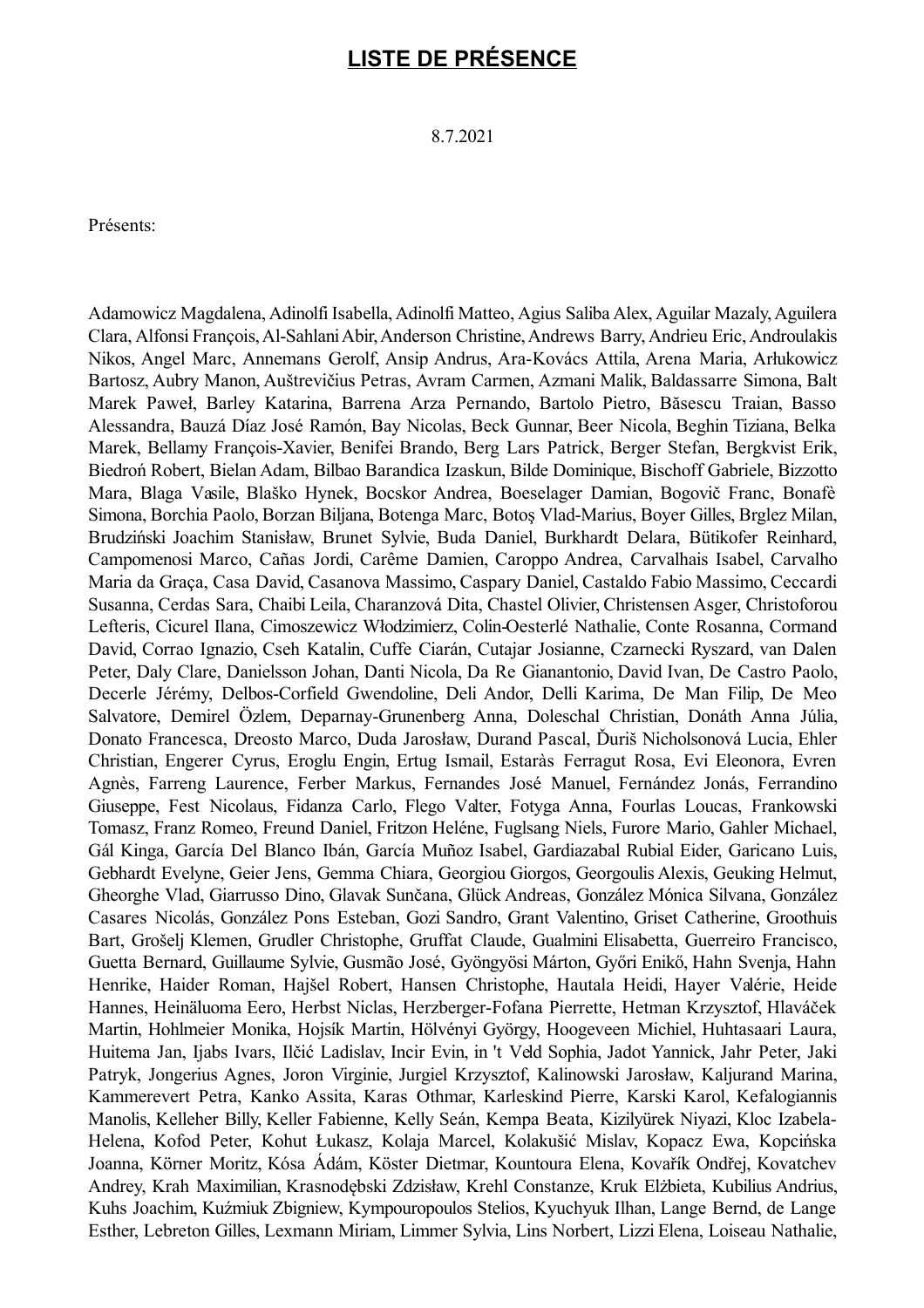# LISTE DE PRÉSENCE

8.7.2021

Présents:

Adamowicz Magdalena, Adinolfi Isabella, Adinolfi Matteo, Agius Saliba Alex, Aguilar Mazaly, Aguilera Clara, Alfonsi François, Al-Sahlani Abir, Anderson Christine, Andrews Barry, Andrieu Eric, Androulakis Nikos, Angel Marc, Annemans Gerolf, Ansip Andrus, Ara-Kovács Attila, Arena Maria, Arłukowicz Bartosz, Aubry Manon, Auštrevičius Petras, Avram Carmen, Azmani Malik, Baldassarre Simona, Balt Marek Paweł, Barley Katarina, Barrena Arza Pernando, Bartolo Pietro, Băsescu Traian, Basso Alessandra, Bauzá Díaz José Ramón, Bay Nicolas, Beck Gunnar, Beer Nicola, Beghin Tiziana, Belka Marek, Bellamy François-Xavier, Benifei Brando, Berg Lars Patrick, Berger Stefan, Bergkvist Erik, Biedroń Robert, Bielan Adam, Bilbao Barandica Izaskun, Bilde Dominique, Bischoff Gabriele, Bizzotto Mara, Blaga Vasile, Blaško Hynek, Bocskor Andrea, Boeselager Damian, Bogovič Franc, Bonafè Simona, Borchia Paolo, Borzan Biljana, Botenga Marc, Botoş Vlad-Marius, Boyer Gilles, Brglez Milan, Brudziński Joachim Stanisław, Brunet Sylvie, Buda Daniel, Burkhardt Delara, Bütikofer Reinhard, Campomenosi Marco, Cañas Jordi, Carême Damien, Caroppo Andrea, Carvalhais Isabel, Carvalho Maria da Graça, Casa David, Casanova Massimo, Caspary Daniel, Castaldo Fabio Massimo, Ceccardi Susanna, Cerdas Sara, Chaibi Leila, Charanzová Dita, Chastel Olivier, Christensen Asger, Christoforou Lefteris, Cicurel Ilana, Cimoszewicz Włodzimierz, Colin-Oesterlé Nathalie, Conte Rosanna, Cormand David, Corrao Ignazio, Cseh Katalin, Cuffe Ciarán, Cutajar Josianne, Czarnecki Ryszard, van Dalen Peter, Daly Clare, Danielsson Johan, Danti Nicola, Da Re Gianantonio, David Ivan, De Castro Paolo, Decerle Jérémy, Delbos-Corfield Gwendoline, Deli Andor, Delli Karima, De Man Filip, De Meo Salvatore, Demirel Özlem, Deparnay-Grunenberg Anna, Doleschal Christian, Donáth Anna Júlia, Donato Francesca, Dreosto Marco, Duda Jarosław, Durand Pascal, Ďuriš Nicholsonová Lucia, Ehler Christian, Engerer Cyrus, Eroglu Engin, Ertug Ismail, Estaràs Ferragut Rosa, Evi Eleonora, Evren Agnès, Farreng Laurence, Ferber Markus, Fernandes José Manuel, Fernández Jonás, Ferrandino Giuseppe, Fest Nicolaus, Fidanza Carlo, Flego Valter, Fotyga Anna, Fourlas Loucas, Frankowski Tomasz, Franz Romeo, Freund Daniel, Fritzon Heléne, Fuglsang Niels, Furore Mario, Gahler Michael, Gál Kinga, García Del Blanco Ibán, García Muñoz Isabel, Gardiazabal Rubial Eider, Garicano Luis, Gebhardt Evelyne, Geier Jens, Gemma Chiara, Georgiou Giorgos, Georgoulis Alexis, Geuking Helmut, Gheorghe Vlad, Giarrusso Dino, Glavak Sunčana, Glück Andreas, González Mónica Silvana, González Casares Nicolás, González Pons Esteban, Gozi Sandro, Grant Valentino, Griset Catherine, Groothuis Bart, Grošelj Klemen, Grudler Christophe, Gruffat Claude, Gualmini Elisabetta, Guerreiro Francisco, Guetta Bernard, Guillaume Sylvie, Gusmão José, Gyöngyösi Márton, Győri Enikő, Hahn Svenja, Hahn Henrike, Haider Roman, Hajšel Robert, Hansen Christophe, Hautala Heidi, Hayer Valérie, Heide Hannes, Heinäluoma Eero, Herbst Niclas, Herzberger-Fofana Pierrette, Hetman Krzysztof, Hlaváček Martin, Hohlmeier Monika, Hojsík Martin, Hölvényi György, Hoogeveen Michiel, Huhtasaari Laura, Huitema Jan, Ijabs Ivars, Ilčić Ladislav, Incir Evin, in 't Veld Sophia, Jadot Yannick, Jahr Peter, Jaki Patryk, Jongerius Agnes, Joron Virginie, Jurgiel Krzysztof, Kalinowski Jarosław, Kaljurand Marina, Kammerevert Petra, Kanko Assita, Karas Othmar, Karleskind Pierre, Karski Karol, Kefalogiannis Manolis, Kelleher Billy, Keller Fabienne, Kelly Seán, Kempa Beata, Kizilyürek Niyazi, Kloc Izabela-Helena, Kofod Peter, Kohut Łukasz, Kolaja Marcel, Kolakušić Mislav, Kopacz Ewa, Kopcińska Joanna, Körner Moritz, Kósa Ádám, Köster Dietmar, Kountoura Elena, Kovařík Ondřej, Kovatchev Andrey, Krah Maximilian, Krasnodębski Zdzisław, Krehl Constanze, Kruk Elżbieta, Kubilius Andrius, Kuhs Joachim, Kuźmiuk Zbigniew, Kympouropoulos Stelios, Kyuchyuk Ilhan, Lange Bernd, de Lange Esther, Lebreton Gilles, Lexmann Miriam, Limmer Sylvia, Lins Norbert, Lizzi Elena, Loiseau Nathalie,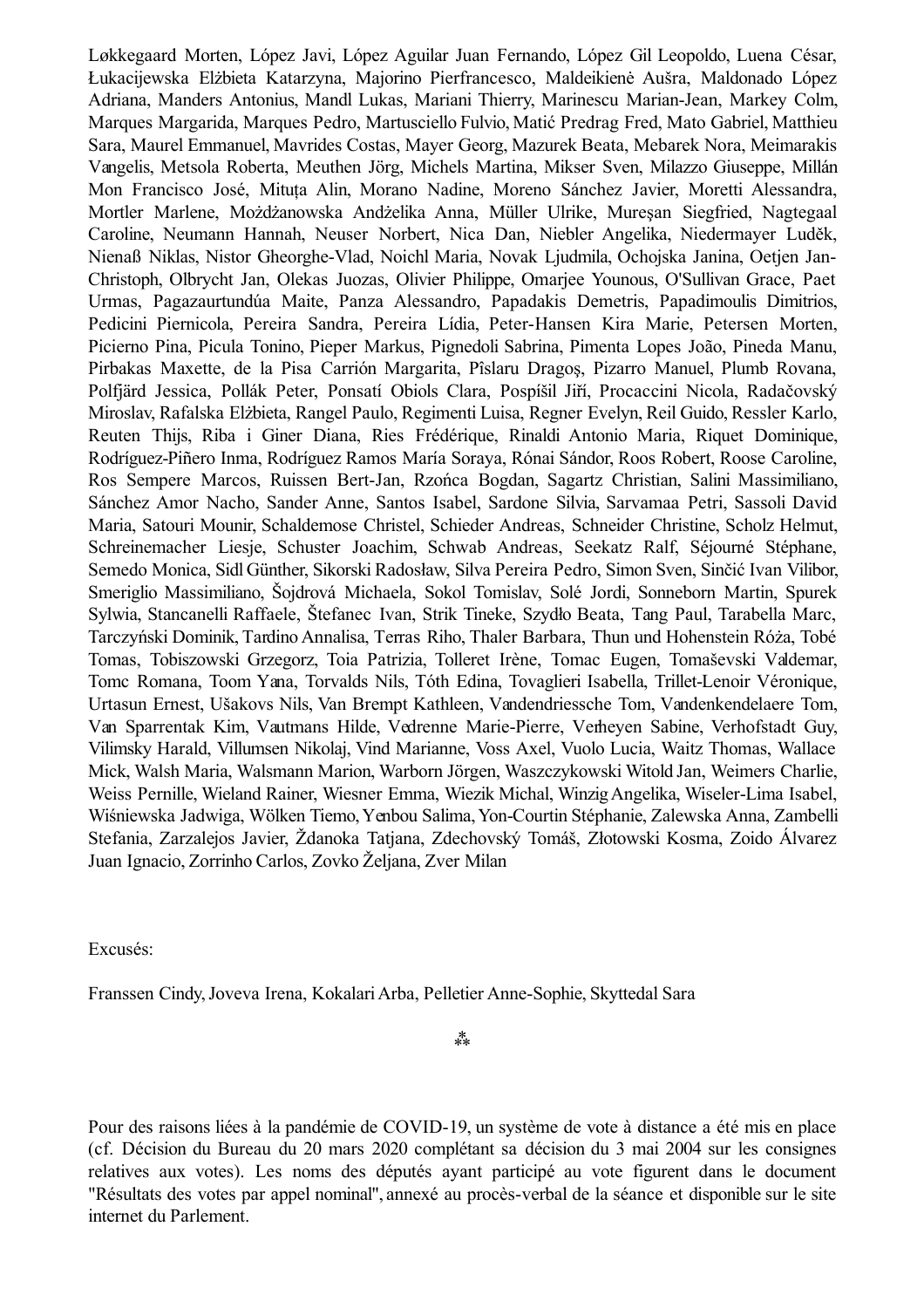Løkkegaard Morten, López Javi, López Aguilar Juan Fernando, López Gil Leopoldo, Luena César, Łukacijewska Elżbieta Katarzyna, Majorino Pierfrancesco, Maldeikienė Aušra, Maldonado López Adriana, Manders Antonius, Mandl Lukas, Mariani Thierry, Marinescu Marian-Jean, Markey Colm, Marques Margarida, Marques Pedro, Martusciello Fulvio, Matić Predrag Fred, Mato Gabriel, Matthieu Sara, Maurel Emmanuel, Mavrides Costas, Mayer Georg, Mazurek Beata, Mebarek Nora, Meimarakis Vangelis, Metsola Roberta, Meuthen Jörg, Michels Martina, Mikser Sven, Milazzo Giuseppe, Millán Mon Francisco José, Mituța Alin, Morano Nadine, Moreno Sánchez Javier, Moretti Alessandra, Mortler Marlene, Możdżanowska Andżelika Anna, Müller Ulrike, Mureşan Siegfried, Nagtegaal Caroline, Neumann Hannah, Neuser Norbert, Nica Dan, Niebler Angelika, Niedermayer Luděk, Nienaß Niklas, Nistor Gheorghe-Vlad, Noichl Maria, Novak Ljudmila, Ochojska Janina, Oetjen Jan-Christoph, Olbrycht Jan, Olekas Juozas, Olivier Philippe, Omarjee Younous, O'Sullivan Grace, Paet Urmas, Pagazaurtundúa Maite, Panza Alessandro, Papadakis Demetris, Papadimoulis Dimitrios, Pedicini Piernicola, Pereira Sandra, Pereira Lídia, Peter-Hansen Kira Marie, Petersen Morten, Picierno Pina, Picula Tonino, Pieper Markus, Pignedoli Sabrina, Pimenta Lopes João, Pineda Manu, Pirbakas Maxette, de la Pisa Carrión Margarita, Pîslaru Dragoş, Pizarro Manuel, Plumb Rovana, Polfjärd Jessica, Pollák Peter, Ponsatí Obiols Clara, Pospíšil Jiří, Procaccini Nicola, Radačovský Miroslav, Rafalska Elżbieta, Rangel Paulo, Regimenti Luisa, Regner Evelyn, Reil Guido, Ressler Karlo, Reuten Thijs, Riba i Giner Diana, Ries Frédérique, Rinaldi Antonio Maria, Riquet Dominique, Rodríguez-Piñero Inma, Rodríguez Ramos María Soraya, Rónai Sándor, Roos Robert, Roose Caroline, Ros Sempere Marcos, Ruissen Bert-Jan, Rzońca Bogdan, Sagartz Christian, Salini Massimiliano, Sánchez Amor Nacho, Sander Anne, Santos Isabel, Sardone Silvia, Sarvamaa Petri, Sassoli David Maria, Satouri Mounir, Schaldemose Christel, Schieder Andreas, Schneider Christine, Scholz Helmut, Schreinemacher Liesje, Schuster Joachim, Schwab Andreas, Seekatz Ralf, Séjourné Stéphane, Semedo Monica, Sidl Günther, Sikorski Radosław, Silva Pereira Pedro, Simon Sven, Sinčić Ivan Vilibor, Smeriglio Massimiliano, Šojdrová Michaela, Sokol Tomislav, Solé Jordi, Sonneborn Martin, Spurek Sylwia, Stancanelli Raffaele, Štefanec Ivan, Strik Tineke, Szydło Beata, Tang Paul, Tarabella Marc, Tarczyński Dominik, Tardino Annalisa, Terras Riho, Thaler Barbara, Thun und Hohenstein Róża, Tobé Tomas, Tobiszowski Grzegorz, Toia Patrizia, Tolleret Irène, Tomac Eugen, Tomaševski Valdemar, Tomc Romana, Toom Yana, Torvalds Nils, Tóth Edina, Tovaglieri Isabella, Trillet-Lenoir Véronique, Urtasun Ernest, Ušakovs Nils, Van Brempt Kathleen, Vandendriessche Tom, Vandenkendelaere Tom, Van Sparrentak Kim, Vautmans Hilde, Vedrenne Marie-Pierre, Verheyen Sabine, Verhofstadt Guy, Vilimsky Harald, Villumsen Nikolaj, Vind Marianne, Voss Axel, Vuolo Lucia, Waitz Thomas, Wallace Mick, Walsh Maria, Walsmann Marion, Warborn Jörgen, Waszczykowski Witold Jan, Weimers Charlie, Weiss Pernille, Wieland Rainer, Wiesner Emma, Wiezik Michal, Winzig Angelika, Wiseler-Lima Isabel, Wiśniewska Jadwiga, Wölken Tiemo, Yenbou Salima, Yon-Courtin Stéphanie, Zalewska Anna, Zambelli Stefania, Zarzalejos Javier, Ždanoka Tatjana, Zdechovský Tomáš, Złotowski Kosma, Zoido Álvarez Juan Ignacio, Zorrinho Carlos, Zovko Željana, Zver Milan

Excusés:

Franssen Cindy, Joveva Irena, Kokalari Arba, Pelletier Anne-Sophie, Skyttedal Sara

⁂

Pour des raisons liées à la pandémie de COVID-19, un système de vote à distance a été mis en place (cf. Décision du Bureau du 20 mars 2020 complétant sa décision du 3 mai 2004 sur les consignes relatives aux votes). Les noms des députés ayant participé au vote figurent dans le document "Résultats des votes par appel nominal", annexé au procès-verbal de la séance et disponible sur le site internet du Parlement.